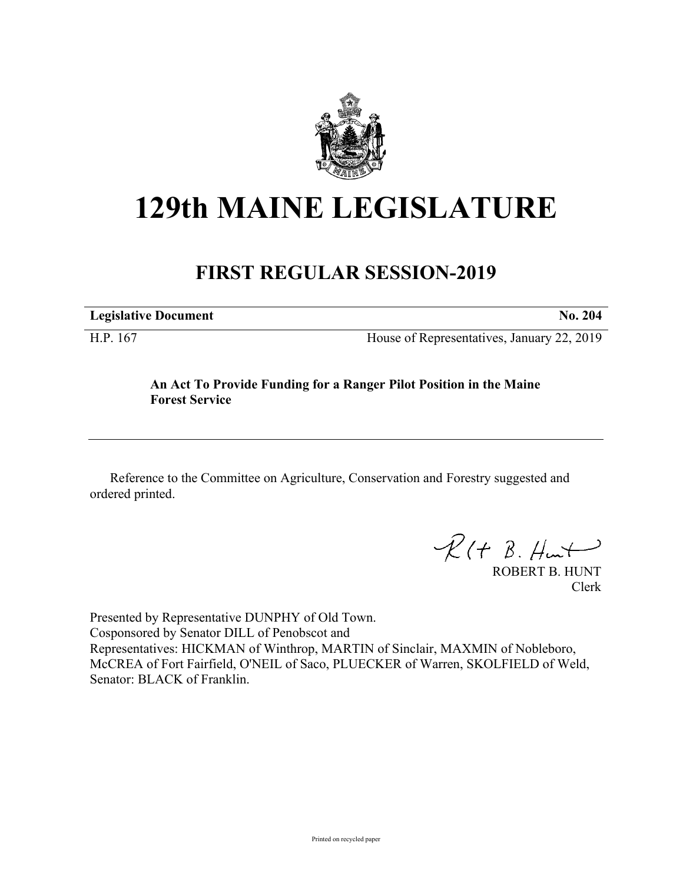# 129th MAINE LEGISLATURE

## FIRST REGULAR SESSION-2019

**Legislative Document** **No. 204**

H.P. 167 House of Representatives, January 22, 2019

**An Act To Provide Funding for a Ranger Pilot Position in the Maine Forest Service**

Reference to the Committee on Agriculture, Conservation and Forestry suggested and ordered printed.

ROBERT B. HUNT
Clerk

Presented by Representative DUNPHY of Old Town.
Cosponsored by Senator DILL of Penobscot and
Representatives: HICKMAN of Winthrop, MARTIN of Sinclair, MAXMIN of Nobleboro, McCREA of Fort Fairfield, O'NEIL of Saco, PLUECKER of Warren, SKOLFIELD of Weld, Senator: BLACK of Franklin.

Printed on recycled paper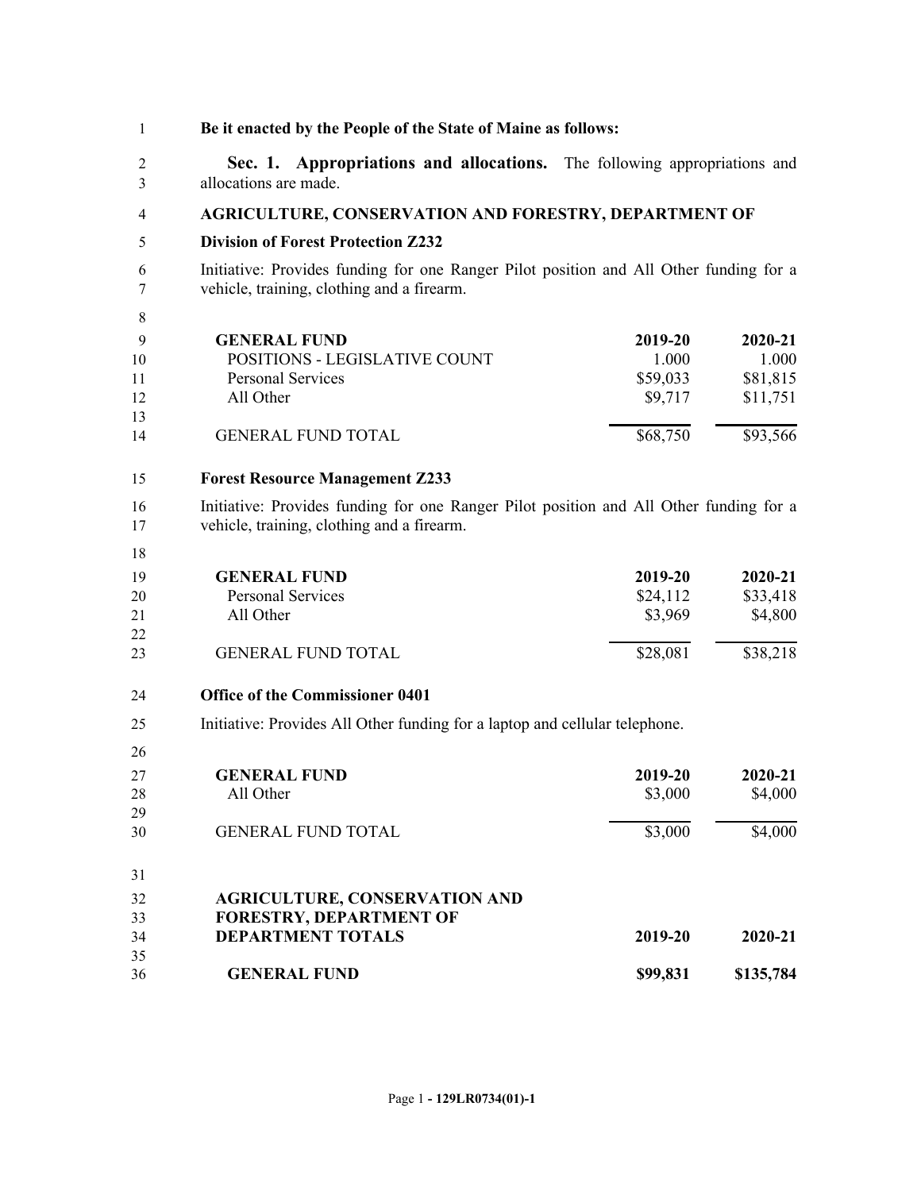**Be it enacted by the People of the State of Maine as follows:**

**Sec. 1. Appropriations and allocations.** The following appropriations and allocations are made.

**AGRICULTURE, CONSERVATION AND FORESTRY, DEPARTMENT OF**

**Division of Forest Protection Z232**

Initiative: Provides funding for one Ranger Pilot position and All Other funding for a vehicle, training, clothing and a firearm.

| GENERAL FUND | 2019-20 | 2020-21 |
| --- | --- | --- |
| POSITIONS - LEGISLATIVE COUNT | 1.000 | 1.000 |
| Personal Services | $59,033 | $81,815 |
| All Other | $9,717 | $11,751 |
| GENERAL FUND TOTAL | $68,750 | $93,566 |

**Forest Resource Management Z233**

Initiative: Provides funding for one Ranger Pilot position and All Other funding for a vehicle, training, clothing and a firearm.

| GENERAL FUND | 2019-20 | 2020-21 |
| --- | --- | --- |
| Personal Services | $24,112 | $33,418 |
| All Other | $3,969 | $4,800 |
| GENERAL FUND TOTAL | $28,081 | $38,218 |

**Office of the Commissioner 0401**

Initiative: Provides All Other funding for a laptop and cellular telephone.

| GENERAL FUND | 2019-20 | 2020-21 |
| --- | --- | --- |
| All Other | $3,000 | $4,000 |
| GENERAL FUND TOTAL | $3,000 | $4,000 |

| AGRICULTURE, CONSERVATION AND FORESTRY, DEPARTMENT OF DEPARTMENT TOTALS | 2019-20 | 2020-21 |
| --- | --- | --- |
| GENERAL FUND | $99,831 | $135,784 |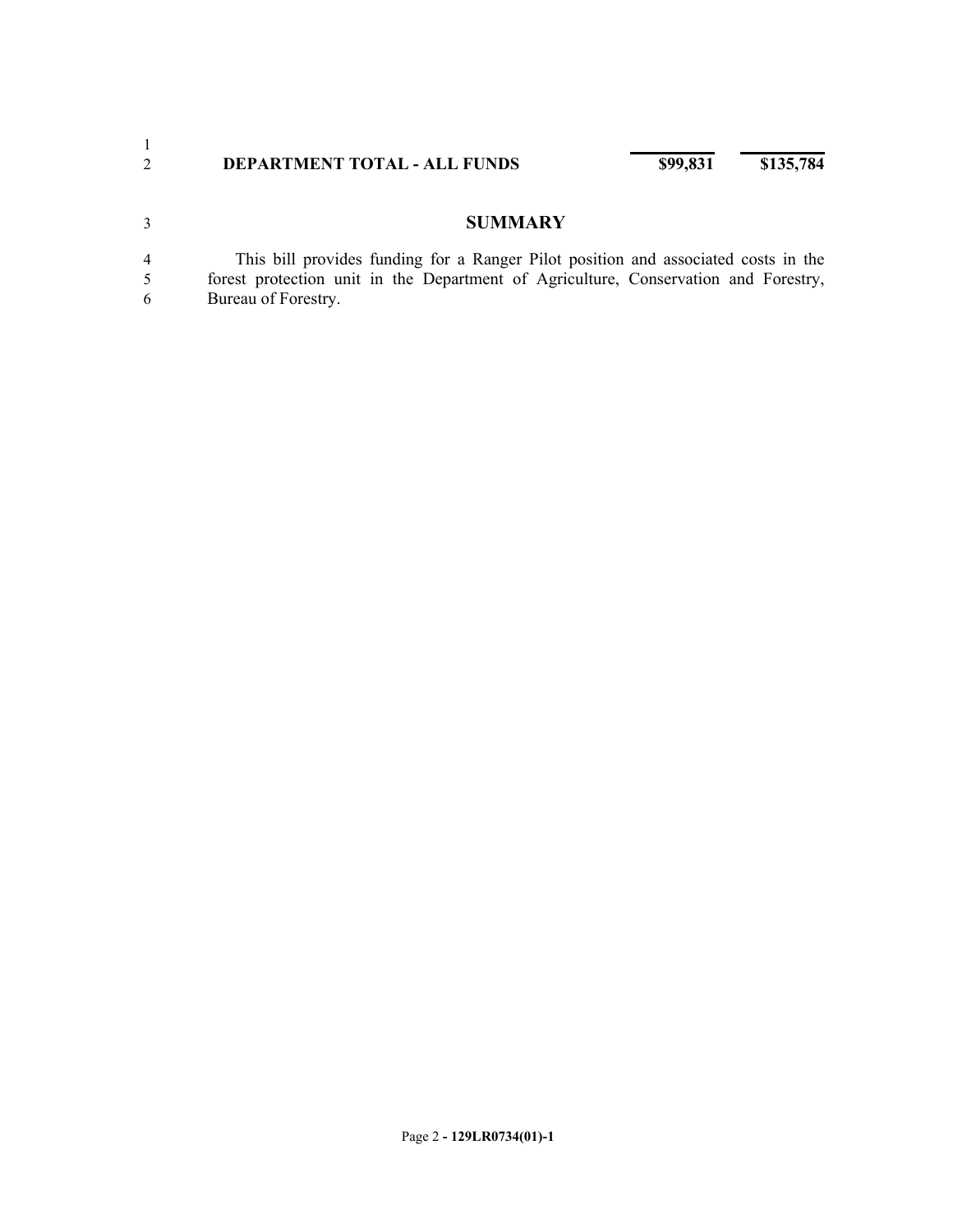| | | |
|---|---|---|
| **DEPARTMENT TOTAL - ALL FUNDS** | **$99,831** | **$135,784** |

## SUMMARY

This bill provides funding for a Ranger Pilot position and associated costs in the forest protection unit in the Department of Agriculture, Conservation and Forestry, Bureau of Forestry.